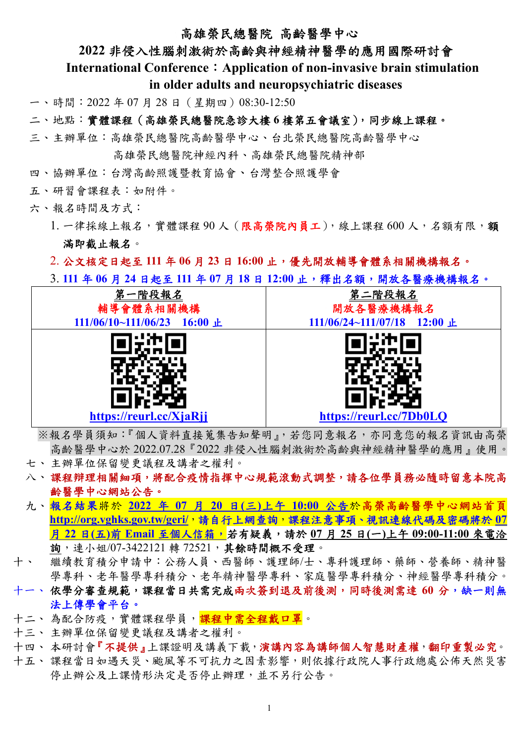# 高雄榮民總醫院 高齡醫學中心

## 2022 非侵入性腦刺激術於高齡與神經精神醫學的應用國際研討會

## International Conference：Application of non-invasive brain stimulation in older adults and neuropsychiatric diseases

一、時間：2022 年 07 月 28 日（星期四）08:30-12:50

二、地點：**實體課程（高雄榮民總醫院急診大樓 6 樓第五會議室），同步線上課程。**

三、主辦單位：高雄榮民總醫院高齡醫學中心、台北榮民總醫院高齡醫學中心
高雄榮民總醫院神經內科、高雄榮民總醫院精神部

四、協辦單位：台灣高齡照護暨教育協會、台灣整合照護學會

五、研習會課程表：如附件。

六、報名時間及方式：

1. 一律採線上報名，實體課程 90 人（**限高榮院內員工**），線上課程 600 人，名額有限，**額滿即截止報名**。
2. **公文核定日起至 111 年 06 月 23 日 16:00 止，優先開放輔導會體系相關機構報名。**
3. **111 年 06 月 24 日起至 111 年 07 月 18 日 12:00 止，釋出名額，開放各醫療機構報名。**

| 第一階段報名<br>輔導會體系相關機構<br>111/06/10~111/06/23 16:00 止 | 第二階段報名<br>開放各醫療機構報名<br>111/06/24~111/07/18 12:00 止 |
|---|---|
| https://reurl.cc/XjaRjj | https://reurl.cc/7Db0LQ |

※報名學員須知：『個人資料直接蒐集告知聲明』，若您同意報名，亦同意您的報名資訊由高榮高齡醫學中心於 2022.07.28『2022 非侵入性腦刺激術於高齡與神經精神醫學的應用』使用。

七、主辦單位保留變更議程及講者之權利。

八、**課程辦理相關細項，將配合疫情指揮中心規範滾動式調整，請各位學員務必隨時留意本院高齡醫學中心網站公告。**

九、**報名結果**將於 **2022 年 07 月 20 日(三)上午 10:00 公告**於**高榮高齡醫學中心網站首頁 http://org.vghks.gov.tw/geri/，請自行上網查詢，課程注意事項、視訊連線代碼及密碼將於 07 月 22 日(五)前 Email 至個人信箱，若有疑義，請於 07 月 25 日(一)上午 09:00-11:00 來電洽詢**，連小姐/07-3422121 轉 72521，**其餘時間概不受理**。

十、 繼續教育積分申請中：公務人員、西醫師、護理師/士、專科護理師、藥師、營養師、精神醫學專科、老年醫學專科積分、老年精神醫學專科、家庭醫學專科積分、神經醫學專科積分。

十一、**依學分審查規範，課程當日共需完成兩次簽到退及前後測，同時後測需達 60 分，缺一則無法上傳學會平台。**

十二、為配合防疫，實體課程學員，**課程中需全程戴口罩**。

十三、主辦單位保留變更議程及講者之權利。

十四、本研討會**『不提供』**上課證明及講義下載，**演講內容為講師個人智慧財產權，翻印重製必究**。

十五、課程當日如遇天災、颱風等不可抗力之因素影響，則依據行政院人事行政總處公佈天然災害停止辦公及上課情形決定是否停止辦理，並不另行公告。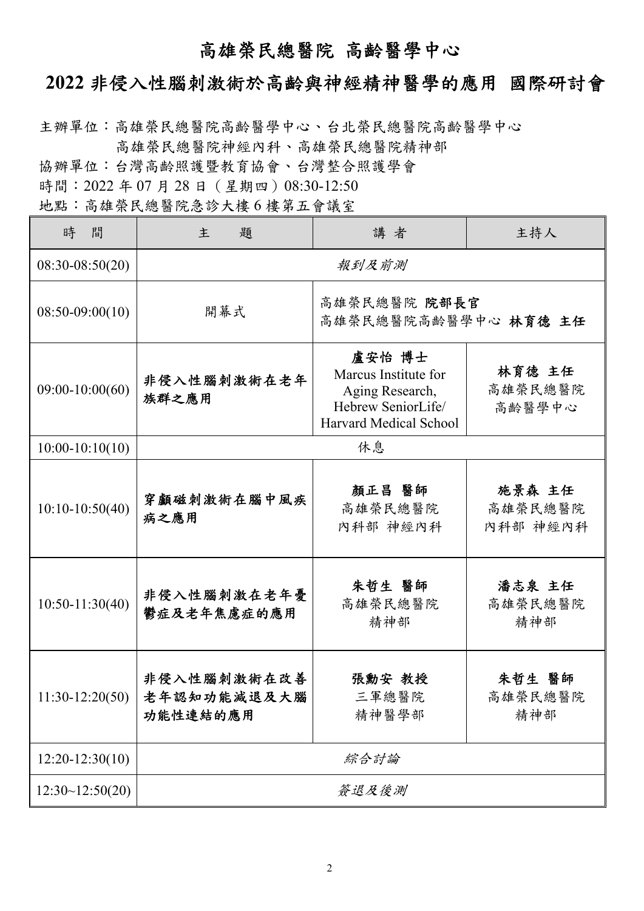# 高雄榮民總醫院 高齡醫學中心

## 2022 非侵入性腦刺激術於高齡與神經精神醫學的應用 國際研討會

主辦單位：高雄榮民總醫院高齡醫學中心、台北榮民總醫院高齡醫學中心
　　　　　高雄榮民總醫院神經內科、高雄榮民總醫院精神部
協辦單位：台灣高齡照護暨教育協會、台灣整合照護學會
時間：2022 年 07 月 28 日（星期四）08:30-12:50
地點：高雄榮民總醫院急診大樓 6 樓第五會議室

| 時　間 | 主　　題 | 講 者 | 主持人 |
|---|---|---|---|
| 08:30-08:50(20) | *報到及前測* | | |
| 08:50-09:00(10) | 開幕式 | 高雄榮民總醫院 **院部長官**<br>高雄榮民總醫院高齡醫學中心 **林育德 主任** | |
| 09:00-10:00(60) | **非侵入性腦刺激術在老年族群之應用** | **盧安怡 博士**<br>Marcus Institute for Aging Research, Hebrew SeniorLife/ Harvard Medical School | **林育德 主任**<br>高雄榮民總醫院<br>高齡醫學中心 |
| 10:00-10:10(10) | 休息 | | |
| 10:10-10:50(40) | **穿顱磁刺激術在腦中風疾病之應用** | **顏正昌 醫師**<br>高雄榮民總醫院<br>內科部 神經內科 | **施景森 主任**<br>高雄榮民總醫院<br>內科部 神經內科 |
| 10:50-11:30(40) | **非侵入性腦刺激在老年憂鬱症及老年焦慮症的應用** | **朱哲生 醫師**<br>高雄榮民總醫院<br>精神部 | **潘志泉 主任**<br>高雄榮民總醫院<br>精神部 |
| 11:30-12:20(50) | **非侵入性腦刺激術在改善老年認知功能減退及大腦功能性連結的應用** | **張勳安 教授**<br>三軍總醫院<br>精神醫學部 | **朱哲生 醫師**<br>高雄榮民總醫院<br>精神部 |
| 12:20-12:30(10) | *綜合討論* | | |
| 12:30~12:50(20) | *簽退及後測* | | |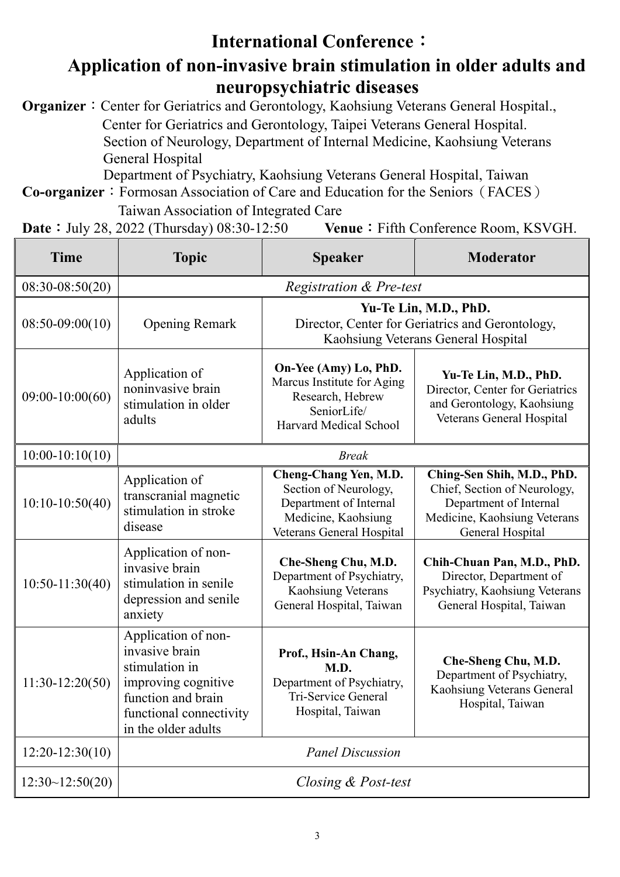# International Conference：

# Application of non-invasive brain stimulation in older adults and neuropsychiatric diseases

**Organizer**：Center for Geriatrics and Gerontology, Kaohsiung Veterans General Hospital., Center for Geriatrics and Gerontology, Taipei Veterans General Hospital. Section of Neurology, Department of Internal Medicine, Kaohsiung Veterans General Hospital Department of Psychiatry, Kaohsiung Veterans General Hospital, Taiwan

**Co-organizer**：Formosan Association of Care and Education for the Seniors（FACES） Taiwan Association of Integrated Care

**Date**：July 28, 2022 (Thursday) 08:30-12:50 **Venue**：Fifth Conference Room, KSVGH.

| Time | Topic | Speaker | Moderator |
|---|---|---|---|
| 08:30-08:50(20) | *Registration & Pre-test* | | |
| 08:50-09:00(10) | Opening Remark | **Yu-Te Lin, M.D., PhD.** Director, Center for Geriatrics and Gerontology, Kaohsiung Veterans General Hospital | |
| 09:00-10:00(60) | Application of noninvasive brain stimulation in older adults | **On-Yee (Amy) Lo, PhD.** Marcus Institute for Aging Research, Hebrew SeniorLife/ Harvard Medical School | **Yu-Te Lin, M.D., PhD.** Director, Center for Geriatrics and Gerontology, Kaohsiung Veterans General Hospital |
| 10:00-10:10(10) | *Break* | | |
| 10:10-10:50(40) | Application of transcranial magnetic stimulation in stroke disease | **Cheng-Chang Yen, M.D.** Section of Neurology, Department of Internal Medicine, Kaohsiung Veterans General Hospital | **Ching-Sen Shih, M.D., PhD.** Chief, Section of Neurology, Department of Internal Medicine, Kaohsiung Veterans General Hospital |
| 10:50-11:30(40) | Application of non-invasive brain stimulation in senile depression and senile anxiety | **Che-Sheng Chu, M.D.** Department of Psychiatry, Kaohsiung Veterans General Hospital, Taiwan | **Chih-Chuan Pan, M.D., PhD.** Director, Department of Psychiatry, Kaohsiung Veterans General Hospital, Taiwan |
| 11:30-12:20(50) | Application of non-invasive brain stimulation in improving cognitive function and brain functional connectivity in the older adults | **Prof., Hsin-An Chang, M.D.** Department of Psychiatry, Tri-Service General Hospital, Taiwan | **Che-Sheng Chu, M.D.** Department of Psychiatry, Kaohsiung Veterans General Hospital, Taiwan |
| 12:20-12:30(10) | *Panel Discussion* | | |
| 12:30~12:50(20) | *Closing & Post-test* | | |